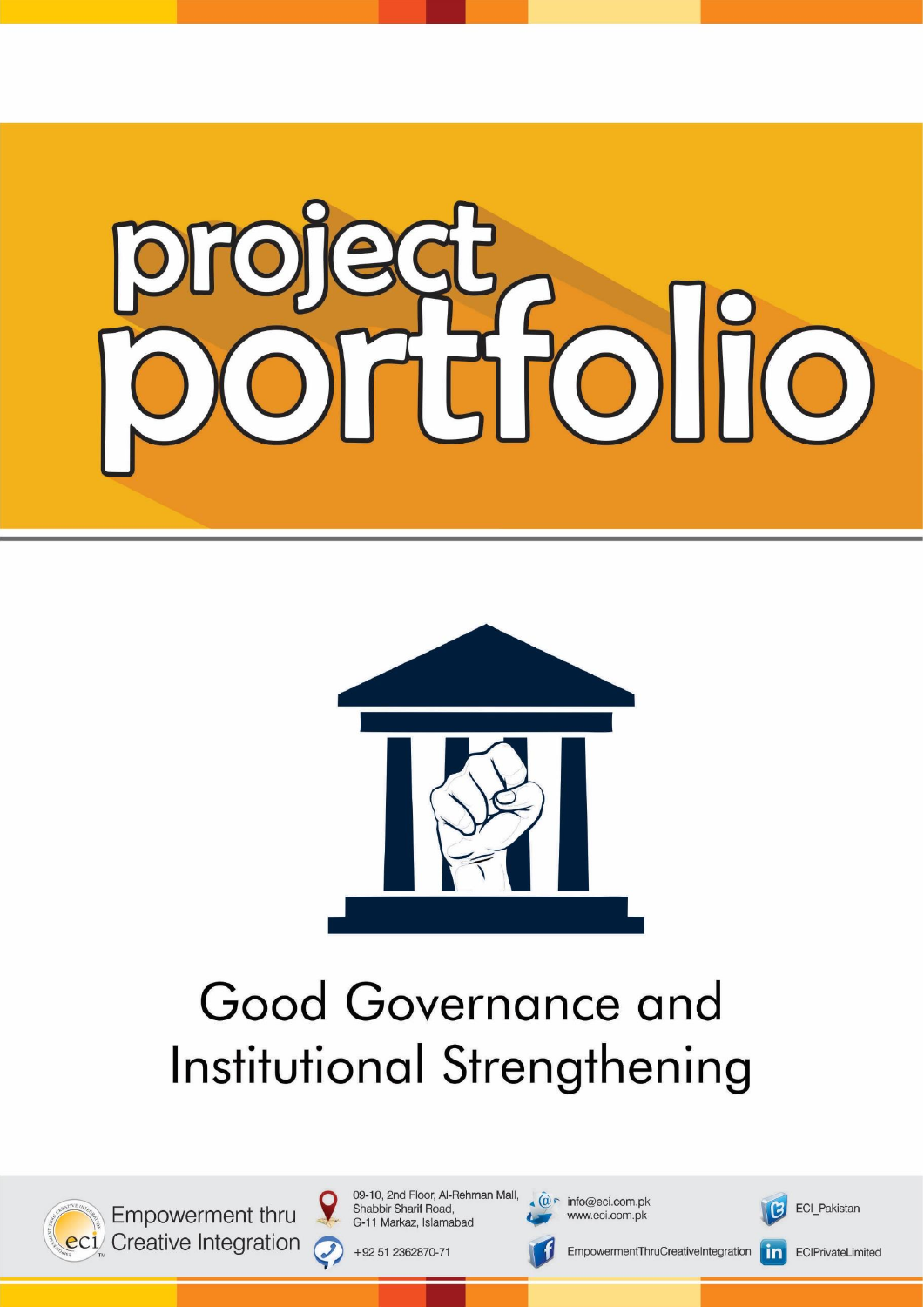# project portfolio

## Good Governance and Institutional Strengthening

Empowerment thru Creative Integration

09-10, 2nd Floor, Al-Rehman Mall, Shabbir Sharif Road, G-11 Markaz, Islamabad

+92 51 2362870-71

info@eci.com.pk
www.eci.com.pk

EmpowermentThruCreativeIntegration

ECI_Pakistan

ECIPrivateLimited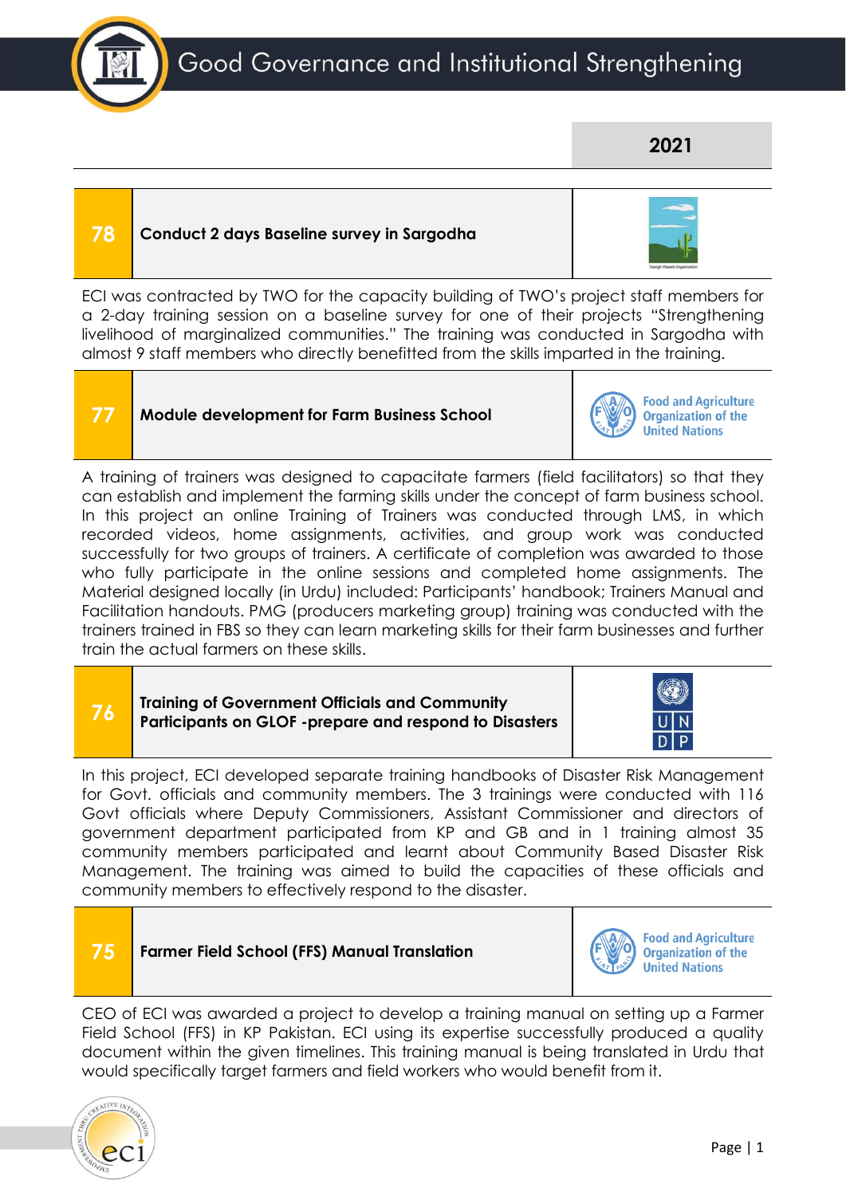# Good Governance and Institutional Strengthening

## 2021

| 78 | Conduct 2 days Baseline survey in Sargodha |
|---|---|

ECI was contracted by TWO for the capacity building of TWO's project staff members for a 2-day training session on a baseline survey for one of their projects "Strengthening livelihood of marginalized communities." The training was conducted in Sargodha with almost 9 staff members who directly benefitted from the skills imparted in the training.

| 77 | Module development for Farm Business School | Food and Agriculture Organization of the United Nations |
|---|---|---|

A training of trainers was designed to capacitate farmers (field facilitators) so that they can establish and implement the farming skills under the concept of farm business school. In this project an online Training of Trainers was conducted through LMS, in which recorded videos, home assignments, activities, and group work was conducted successfully for two groups of trainers. A certificate of completion was awarded to those who fully participate in the online sessions and completed home assignments. The Material designed locally (in Urdu) included: Participants' handbook; Trainers Manual and Facilitation handouts. PMG (producers marketing group) training was conducted with the trainers trained in FBS so they can learn marketing skills for their farm businesses and further train the actual farmers on these skills.

| 76 | Training of Government Officials and Community Participants on GLOF -prepare and respond to Disasters | UNDP |
|---|---|---|

In this project, ECI developed separate training handbooks of Disaster Risk Management for Govt. officials and community members. The 3 trainings were conducted with 116 Govt officials where Deputy Commissioners, Assistant Commissioner and directors of government department participated from KP and GB and in 1 training almost 35 community members participated and learnt about Community Based Disaster Risk Management. The training was aimed to build the capacities of these officials and community members to effectively respond to the disaster.

| 75 | Farmer Field School (FFS) Manual Translation | Food and Agriculture Organization of the United Nations |
|---|---|---|

CEO of ECI was awarded a project to develop a training manual on setting up a Farmer Field School (FFS) in KP Pakistan. ECI using its expertise successfully produced a quality document within the given timelines. This training manual is being translated in Urdu that would specifically target farmers and field workers who would benefit from it.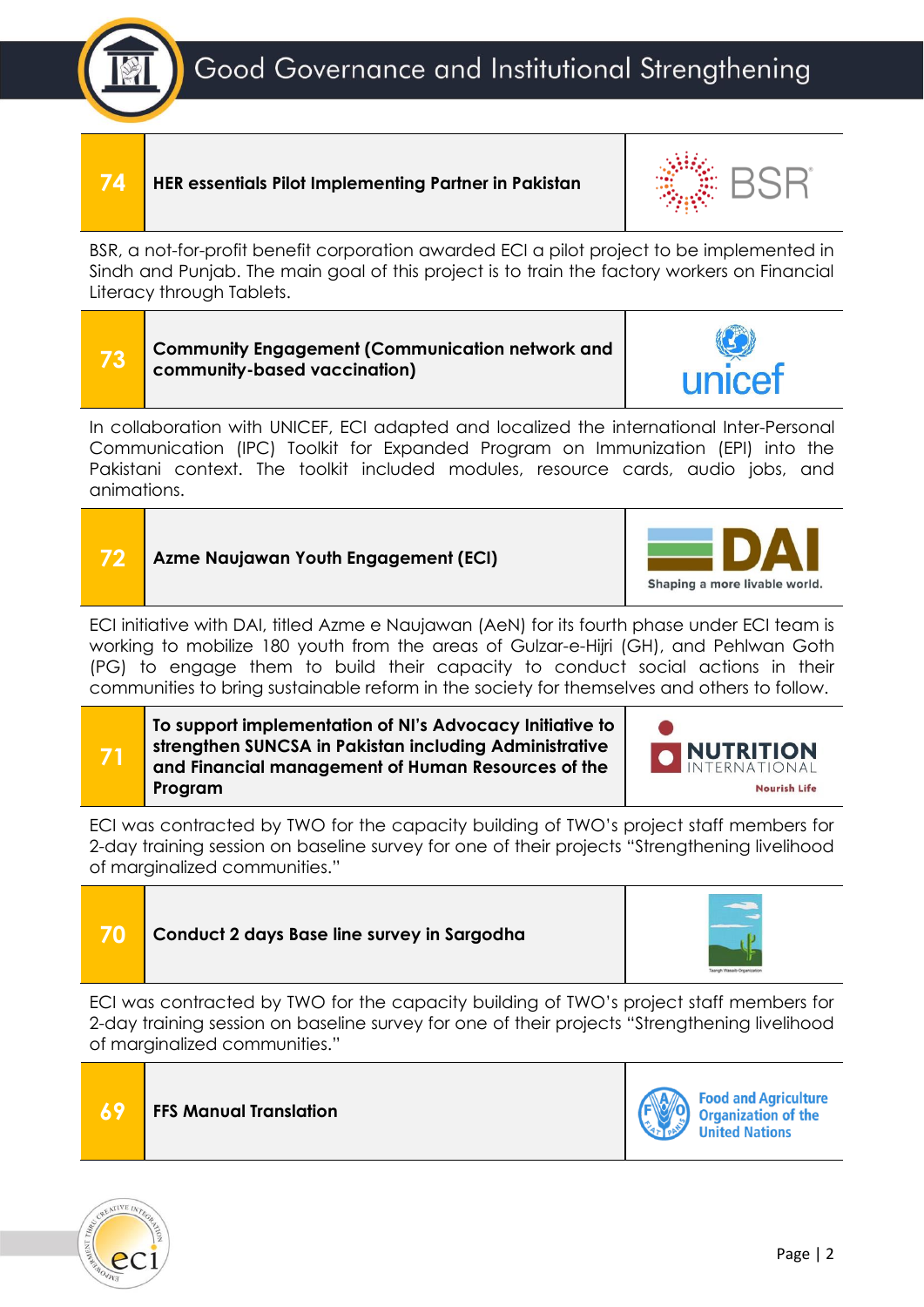# Good Governance and Institutional Strengthening

| 74 | HER essentials Pilot Implementing Partner in Pakistan | BSR |
|---|---|---|

BSR, a not-for-profit benefit corporation awarded ECI a pilot project to be implemented in Sindh and Punjab. The main goal of this project is to train the factory workers on Financial Literacy through Tablets.

| 73 | Community Engagement (Communication network and community-based vaccination) | unicef |
|---|---|---|

In collaboration with UNICEF, ECI adapted and localized the international Inter-Personal Communication (IPC) Toolkit for Expanded Program on Immunization (EPI) into the Pakistani context. The toolkit included modules, resource cards, audio jobs, and animations.

| 72 | Azme Naujawan Youth Engagement (ECI) | DAI Shaping a more livable world. |
|---|---|---|

ECI initiative with DAI, titled Azme e Naujawan (AeN) for its fourth phase under ECI team is working to mobilize 180 youth from the areas of Gulzar-e-Hijri (GH), and Pehlwan Goth (PG) to engage them to build their capacity to conduct social actions in their communities to bring sustainable reform in the society for themselves and others to follow.

| 71 | To support implementation of NI's Advocacy Initiative to strengthen SUNCSA in Pakistan including Administrative and Financial management of Human Resources of the Program | NUTRITION INTERNATIONAL Nourish Life |
|---|---|---|

ECI was contracted by TWO for the capacity building of TWO's project staff members for 2-day training session on baseline survey for one of their projects "Strengthening livelihood of marginalized communities."

| 70 | Conduct 2 days Base line survey in Sargodha | Taangh Wasaib Organization |
|---|---|---|

ECI was contracted by TWO for the capacity building of TWO's project staff members for 2-day training session on baseline survey for one of their projects "Strengthening livelihood of marginalized communities."

| 69 | FFS Manual Translation | Food and Agriculture Organization of the United Nations |
|---|---|---|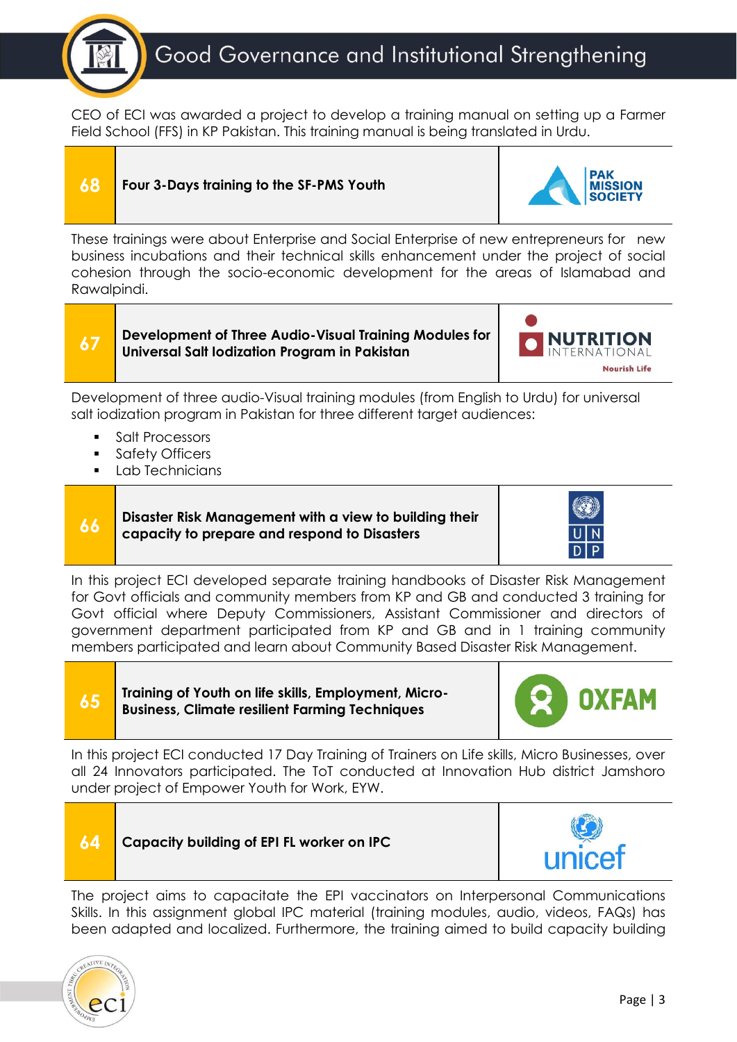# Good Governance and Institutional Strengthening

CEO of ECI was awarded a project to develop a training manual on setting up a Farmer Field School (FFS) in KP Pakistan. This training manual is being translated in Urdu.

| 68 | **Four 3-Days training to the SF-PMS Youth** | PAK MISSION SOCIETY |
|---|---|---|

These trainings were about Enterprise and Social Enterprise of new entrepreneurs for new business incubations and their technical skills enhancement under the project of social cohesion through the socio-economic development for the areas of Islamabad and Rawalpindi.

| 67 | **Development of Three Audio-Visual Training Modules for Universal Salt Iodization Program in Pakistan** | NUTRITION INTERNATIONAL Nourish Life |
|---|---|---|

Development of three audio-Visual training modules (from English to Urdu) for universal salt iodization program in Pakistan for three different target audiences:

- Salt Processors
- Safety Officers
- Lab Technicians

| 66 | **Disaster Risk Management with a view to building their capacity to prepare and respond to Disasters** | UNDP |
|---|---|---|

In this project ECI developed separate training handbooks of Disaster Risk Management for Govt officials and community members from KP and GB and conducted 3 training for Govt official where Deputy Commissioners, Assistant Commissioner and directors of government department participated from KP and GB and in 1 training community members participated and learn about Community Based Disaster Risk Management.

| 65 | **Training of Youth on life skills, Employment, Micro-Business, Climate resilient Farming Techniques** | OXFAM |
|---|---|---|

In this project ECI conducted 17 Day Training of Trainers on Life skills, Micro Businesses, over all 24 Innovators participated. The ToT conducted at Innovation Hub district Jamshoro under project of Empower Youth for Work, EYW.

| 64 | **Capacity building of EPI FL worker on IPC** | unicef |
|---|---|---|

The project aims to capacitate the EPI vaccinators on Interpersonal Communications Skills. In this assignment global IPC material (training modules, audio, videos, FAQs) has been adapted and localized. Furthermore, the training aimed to build capacity building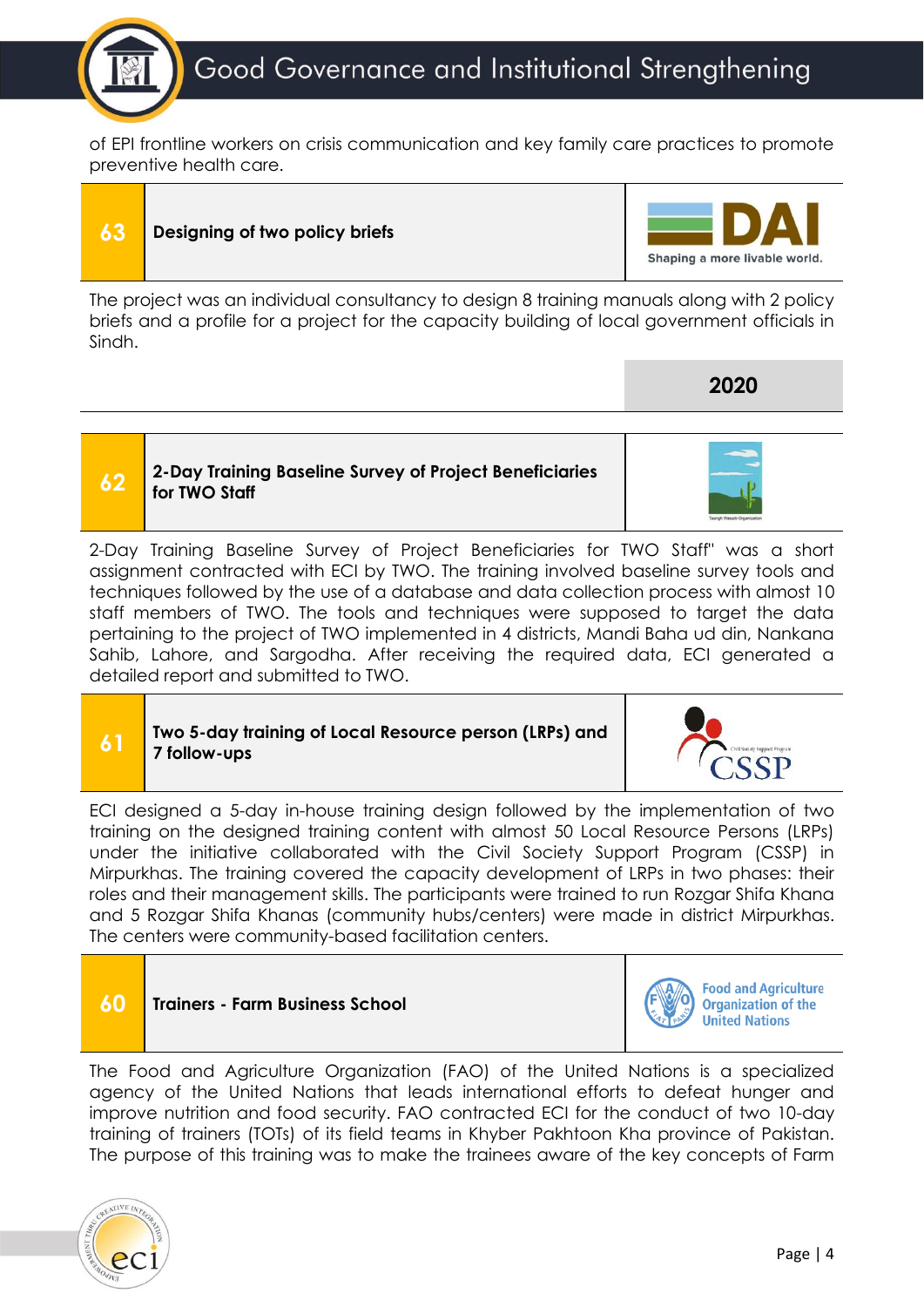of EPI frontline workers on crisis communication and key family care practices to promote preventive health care.

| 63 | **Designing of two policy briefs** | DAI Shaping a more livable world. |
|---|---|---|

The project was an individual consultancy to design 8 training manuals along with 2 policy briefs and a profile for a project for the capacity building of local government officials in Sindh.

## 2020

| 62 | **2-Day Training Baseline Survey of Project Beneficiaries for TWO Staff** | |
|---|---|---|

2-Day Training Baseline Survey of Project Beneficiaries for TWO Staff" was a short assignment contracted with ECI by TWO. The training involved baseline survey tools and techniques followed by the use of a database and data collection process with almost 10 staff members of TWO. The tools and techniques were supposed to target the data pertaining to the project of TWO implemented in 4 districts, Mandi Baha ud din, Nankana Sahib, Lahore, and Sargodha. After receiving the required data, ECI generated a detailed report and submitted to TWO.

| 61 | **Two 5-day training of Local Resource person (LRPs) and 7 follow-ups** | CSSP |
|---|---|---|

ECI designed a 5-day in-house training design followed by the implementation of two training on the designed training content with almost 50 Local Resource Persons (LRPs) under the initiative collaborated with the Civil Society Support Program (CSSP) in Mirpurkhas. The training covered the capacity development of LRPs in two phases: their roles and their management skills. The participants were trained to run Rozgar Shifa Khana and 5 Rozgar Shifa Khanas (community hubs/centers) were made in district Mirpurkhas. The centers were community-based facilitation centers.

| 60 | **Trainers - Farm Business School** | Food and Agriculture Organization of the United Nations |
|---|---|---|

The Food and Agriculture Organization (FAO) of the United Nations is a specialized agency of the United Nations that leads international efforts to defeat hunger and improve nutrition and food security. FAO contracted ECI for the conduct of two 10-day training of trainers (TOTs) of its field teams in Khyber Pakhtoon Kha province of Pakistan. The purpose of this training was to make the trainees aware of the key concepts of Farm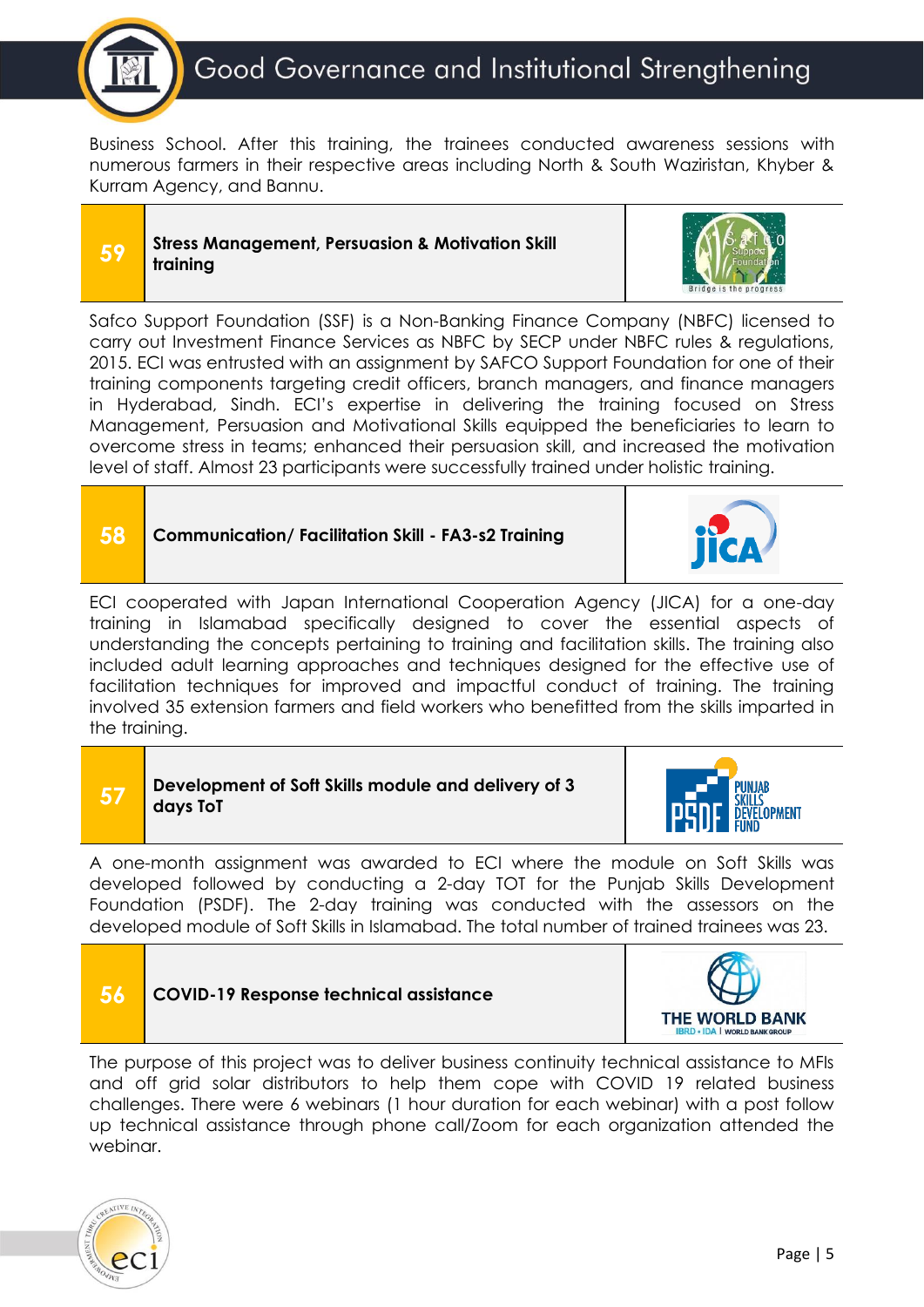Business School. After this training, the trainees conducted awareness sessions with numerous farmers in their respective areas including North & South Waziristan, Khyber & Kurram Agency, and Bannu.

## 59 Stress Management, Persuasion & Motivation Skill training

Safco Support Foundation (SSF) is a Non-Banking Finance Company (NBFC) licensed to carry out Investment Finance Services as NBFC by SECP under NBFC rules & regulations, 2015. ECI was entrusted with an assignment by SAFCO Support Foundation for one of their training components targeting credit officers, branch managers, and finance managers in Hyderabad, Sindh. ECI's expertise in delivering the training focused on Stress Management, Persuasion and Motivational Skills equipped the beneficiaries to learn to overcome stress in teams; enhanced their persuasion skill, and increased the motivation level of staff. Almost 23 participants were successfully trained under holistic training.

## 58 Communication/ Facilitation Skill - FA3-s2 Training

ECI cooperated with Japan International Cooperation Agency (JICA) for a one-day training in Islamabad specifically designed to cover the essential aspects of understanding the concepts pertaining to training and facilitation skills. The training also included adult learning approaches and techniques designed for the effective use of facilitation techniques for improved and impactful conduct of training. The training involved 35 extension farmers and field workers who benefitted from the skills imparted in the training.

## 57 Development of Soft Skills module and delivery of 3 days ToT

A one-month assignment was awarded to ECI where the module on Soft Skills was developed followed by conducting a 2-day TOT for the Punjab Skills Development Foundation (PSDF). The 2-day training was conducted with the assessors on the developed module of Soft Skills in Islamabad. The total number of trained trainees was 23.

## 56 COVID-19 Response technical assistance

The purpose of this project was to deliver business continuity technical assistance to MFIs and off grid solar distributors to help them cope with COVID 19 related business challenges. There were 6 webinars (1 hour duration for each webinar) with a post follow up technical assistance through phone call/Zoom for each organization attended the webinar.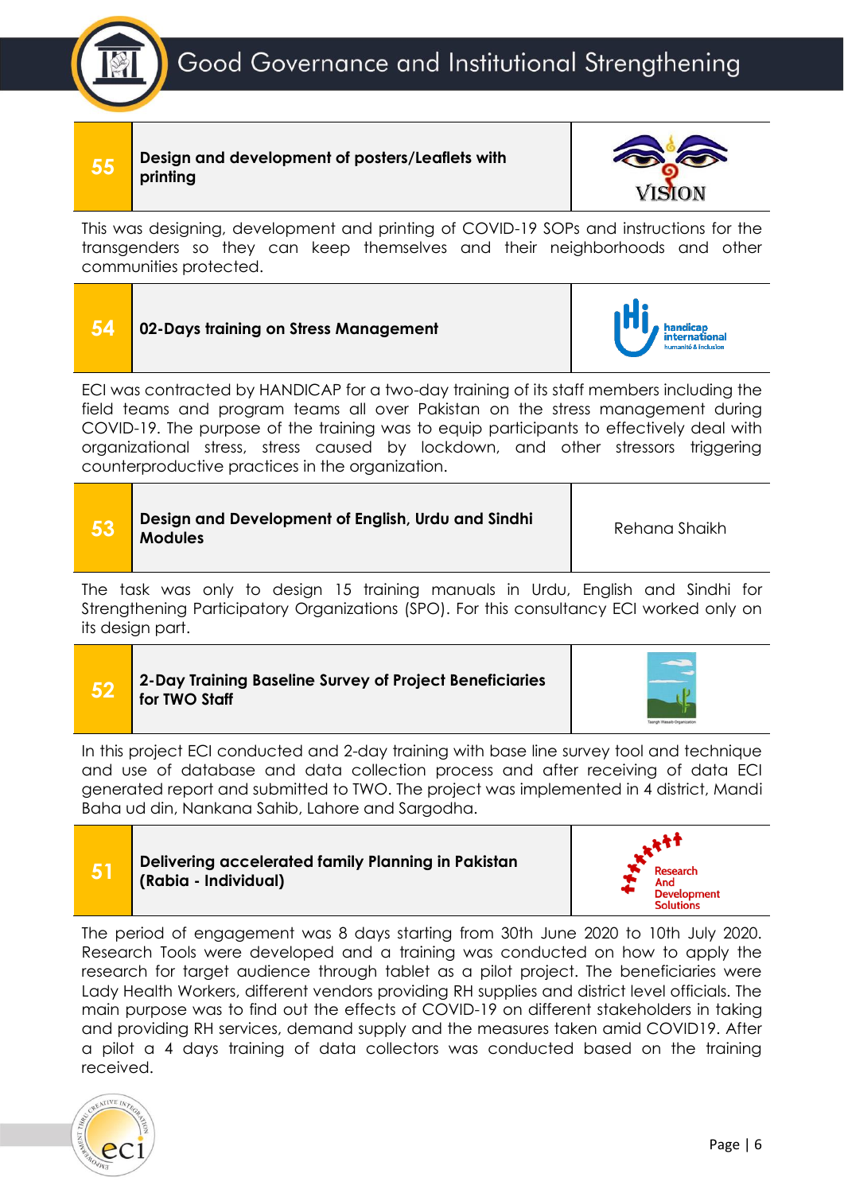# Good Governance and Institutional Strengthening

| 55 | Design and development of posters/Leaflets with printing | VISION |
|---|---|---|

This was designing, development and printing of COVID-19 SOPs and instructions for the transgenders so they can keep themselves and their neighborhoods and other communities protected.

| 54 | 02-Days training on Stress Management | handicap international humanité & inclusion |
|---|---|---|

ECI was contracted by HANDICAP for a two-day training of its staff members including the field teams and program teams all over Pakistan on the stress management during COVID-19. The purpose of the training was to equip participants to effectively deal with organizational stress, stress caused by lockdown, and other stressors triggering counterproductive practices in the organization.

| 53 | Design and Development of English, Urdu and Sindhi Modules | Rehana Shaikh |
|---|---|---|

The task was only to design 15 training manuals in Urdu, English and Sindhi for Strengthening Participatory Organizations (SPO). For this consultancy ECI worked only on its design part.

| 52 | 2-Day Training Baseline Survey of Project Beneficiaries for TWO Staff | Taangh Wasaib Organization |
|---|---|---|

In this project ECI conducted and 2-day training with base line survey tool and technique and use of database and data collection process and after receiving of data ECI generated report and submitted to TWO. The project was implemented in 4 district, Mandi Baha ud din, Nankana Sahib, Lahore and Sargodha.

| 51 | Delivering accelerated family Planning in Pakistan (Rabia - Individual) | Research And Development Solutions |
|---|---|---|

The period of engagement was 8 days starting from 30th June 2020 to 10th July 2020. Research Tools were developed and a training was conducted on how to apply the research for target audience through tablet as a pilot project. The beneficiaries were Lady Health Workers, different vendors providing RH supplies and district level officials. The main purpose was to find out the effects of COVID-19 on different stakeholders in taking and providing RH services, demand supply and the measures taken amid COVID19. After a pilot a 4 days training of data collectors was conducted based on the training received.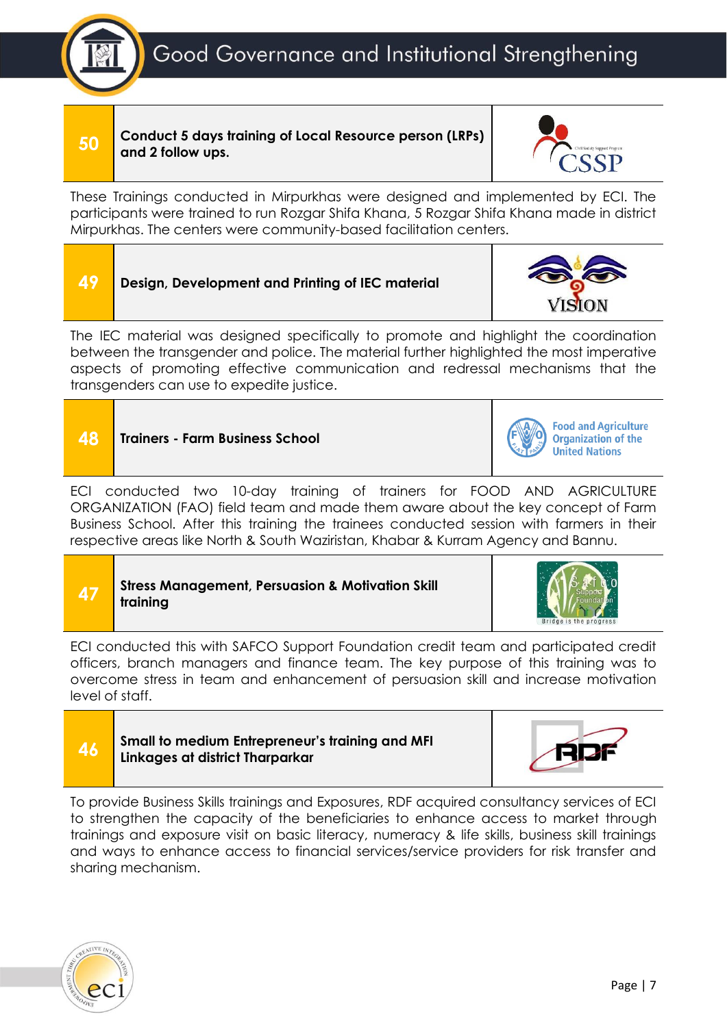# Good Governance and Institutional Strengthening

## 50 Conduct 5 days training of Local Resource person (LRPs) and 2 follow ups.

These Trainings conducted in Mirpurkhas were designed and implemented by ECI. The participants were trained to run Rozgar Shifa Khana, 5 Rozgar Shifa Khana made in district Mirpurkhas. The centers were community-based facilitation centers.

## 49 Design, Development and Printing of IEC material

The IEC material was designed specifically to promote and highlight the coordination between the transgender and police. The material further highlighted the most imperative aspects of promoting effective communication and redressal mechanisms that the transgenders can use to expedite justice.

## 48 Trainers - Farm Business School

ECI conducted two 10-day training of trainers for FOOD AND AGRICULTURE ORGANIZATION (FAO) field team and made them aware about the key concept of Farm Business School. After this training the trainees conducted session with farmers in their respective areas like North & South Waziristan, Khabar & Kurram Agency and Bannu.

## 47 Stress Management, Persuasion & Motivation Skill training

ECI conducted this with SAFCO Support Foundation credit team and participated credit officers, branch managers and finance team. The key purpose of this training was to overcome stress in team and enhancement of persuasion skill and increase motivation level of staff.

## 46 Small to medium Entrepreneur's training and MFI Linkages at district Tharparkar

To provide Business Skills trainings and Exposures, RDF acquired consultancy services of ECI to strengthen the capacity of the beneficiaries to enhance access to market through trainings and exposure visit on basic literacy, numeracy & life skills, business skill trainings and ways to enhance access to financial services/service providers for risk transfer and sharing mechanism.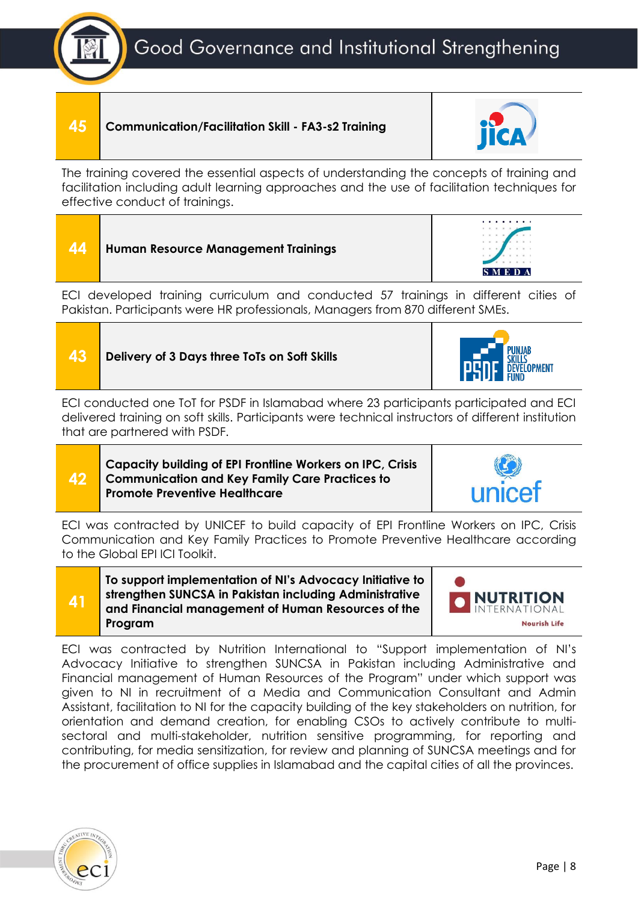# Good Governance and Institutional Strengthening

| 45 | Communication/Facilitation Skill - FA3-s2 Training | JICA |
|---|---|---|

The training covered the essential aspects of understanding the concepts of training and facilitation including adult learning approaches and the use of facilitation techniques for effective conduct of trainings.

| 44 | Human Resource Management Trainings | SMEDA |
|---|---|---|

ECI developed training curriculum and conducted 57 trainings in different cities of Pakistan. Participants were HR professionals, Managers from 870 different SMEs.

| 43 | Delivery of 3 Days three ToTs on Soft Skills | PSDF Punjab Skills Development Fund |
|---|---|---|

ECI conducted one ToT for PSDF in Islamabad where 23 participants participated and ECI delivered training on soft skills. Participants were technical instructors of different institution that are partnered with PSDF.

| 42 | Capacity building of EPI Frontline Workers on IPC, Crisis Communication and Key Family Care Practices to Promote Preventive Healthcare | unicef |
|---|---|---|

ECI was contracted by UNICEF to build capacity of EPI Frontline Workers on IPC, Crisis Communication and Key Family Practices to Promote Preventive Healthcare according to the Global EPI ICI Toolkit.

| 41 | To support implementation of NI's Advocacy Initiative to strengthen SUNCSA in Pakistan including Administrative and Financial management of Human Resources of the Program | Nutrition International Nourish Life |
|---|---|---|

ECI was contracted by Nutrition International to "Support implementation of NI's Advocacy Initiative to strengthen SUNCSA in Pakistan including Administrative and Financial management of Human Resources of the Program" under which support was given to NI in recruitment of a Media and Communication Consultant and Admin Assistant, facilitation to NI for the capacity building of the key stakeholders on nutrition, for orientation and demand creation, for enabling CSOs to actively contribute to multi-sectoral and multi-stakeholder, nutrition sensitive programming, for reporting and contributing, for media sensitization, for review and planning of SUNCSA meetings and for the procurement of office supplies in Islamabad and the capital cities of all the provinces.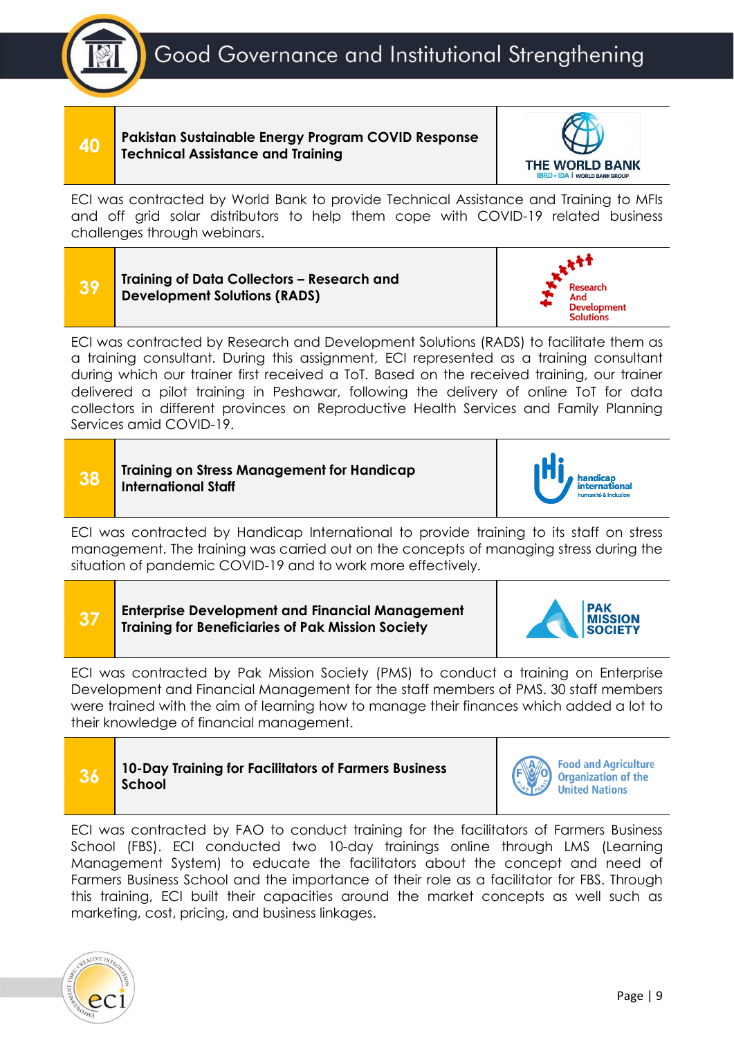# Good Governance and Institutional Strengthening

| 40 | Pakistan Sustainable Energy Program COVID Response Technical Assistance and Training | THE WORLD BANK IBRD • IDA \| WORLD BANK GROUP |
|---|---|---|

ECI was contracted by World Bank to provide Technical Assistance and Training to MFIs and off grid solar distributors to help them cope with COVID-19 related business challenges through webinars.

| 39 | Training of Data Collectors – Research and Development Solutions (RADS) | Research And Development Solutions |
|---|---|---|

ECI was contracted by Research and Development Solutions (RADS) to facilitate them as a training consultant. During this assignment, ECI represented as a training consultant during which our trainer first received a ToT. Based on the received training, our trainer delivered a pilot training in Peshawar, following the delivery of online ToT for data collectors in different provinces on Reproductive Health Services and Family Planning Services amid COVID-19.

| 38 | Training on Stress Management for Handicap International Staff | handicap international humanité & inclusion |
|---|---|---|

ECI was contracted by Handicap International to provide training to its staff on stress management. The training was carried out on the concepts of managing stress during the situation of pandemic COVID-19 and to work more effectively.

| 37 | Enterprise Development and Financial Management Training for Beneficiaries of Pak Mission Society | PAK MISSION SOCIETY |
|---|---|---|

ECI was contracted by Pak Mission Society (PMS) to conduct a training on Enterprise Development and Financial Management for the staff members of PMS. 30 staff members were trained with the aim of learning how to manage their finances which added a lot to their knowledge of financial management.

| 36 | 10-Day Training for Facilitators of Farmers Business School | Food and Agriculture Organization of the United Nations |
|---|---|---|

ECI was contracted by FAO to conduct training for the facilitators of Farmers Business School (FBS). ECI conducted two 10-day trainings online through LMS (Learning Management System) to educate the facilitators about the concept and need of Farmers Business School and the importance of their role as a facilitator for FBS. Through this training, ECI built their capacities around the market concepts as well such as marketing, cost, pricing, and business linkages.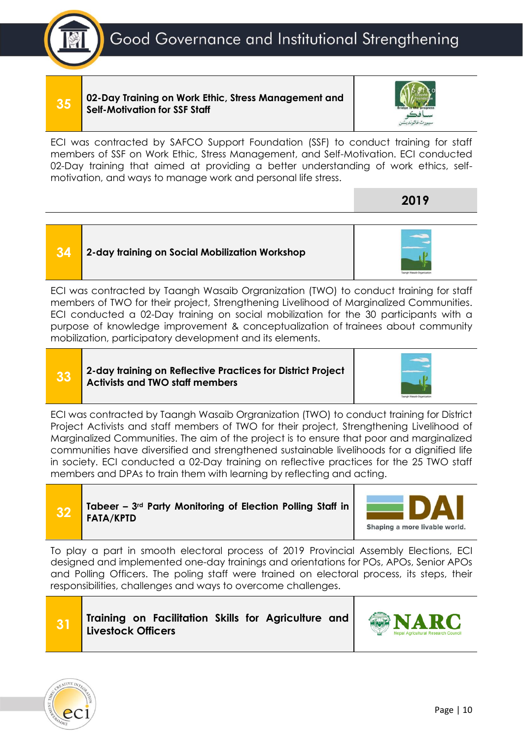## 35 — 02-Day Training on Work Ethic, Stress Management and Self-Motivation for SSF Staff

ECI was contracted by SAFCO Support Foundation (SSF) to conduct training for staff members of SSF on Work Ethic, Stress Management, and Self-Motivation. ECI conducted 02-Day training that aimed at providing a better understanding of work ethics, self-motivation, and ways to manage work and personal life stress.

### 2019

## 34 — 2-day training on Social Mobilization Workshop

ECI was contracted by Taangh Wasaib Orgranization (TWO) to conduct training for staff members of TWO for their project, Strengthening Livelihood of Marginalized Communities. ECI conducted a 02-Day training on social mobilization for the 30 participants with a purpose of knowledge improvement & conceptualization of trainees about community mobilization, participatory development and its elements.

## 33 — 2-day training on Reflective Practices for District Project Activists and TWO staff members

ECI was contracted by Taangh Wasaib Orgranization (TWO) to conduct training for District Project Activists and staff members of TWO for their project, Strengthening Livelihood of Marginalized Communities. The aim of the project is to ensure that poor and marginalized communities have diversified and strengthened sustainable livelihoods for a dignified life in society. ECI conducted a 02-Day training on reflective practices for the 25 TWO staff members and DPAs to train them with learning by reflecting and acting.

## 32 — Tabeer – 3rd Party Monitoring of Election Polling Staff in FATA/KPTD

To play a part in smooth electoral process of 2019 Provincial Assembly Elections, ECI designed and implemented one-day trainings and orientations for POs, APOs, Senior APOs and Polling Officers. The poling staff were trained on electoral process, its steps, their responsibilities, challenges and ways to overcome challenges.

## 31 — Training on Facilitation Skills for Agriculture and Livestock Officers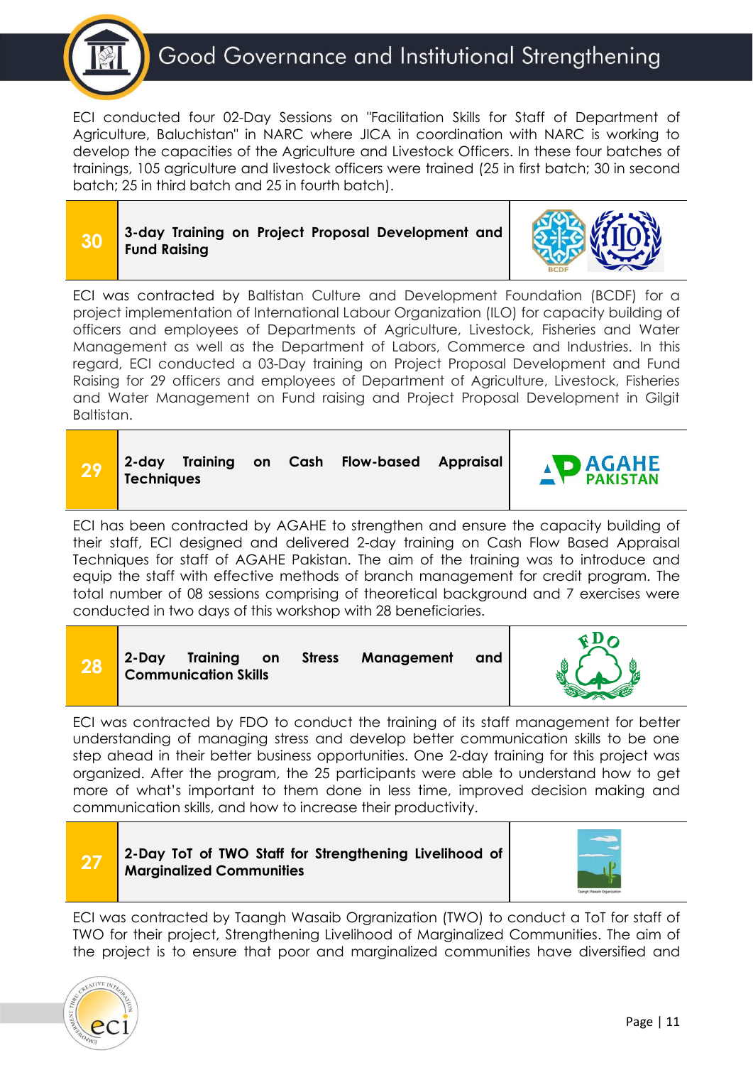# Good Governance and Institutional Strengthening

ECI conducted four 02-Day Sessions on "Facilitation Skills for Staff of Department of Agriculture, Baluchistan" in NARC where JICA in coordination with NARC is working to develop the capacities of the Agriculture and Livestock Officers. In these four batches of trainings, 105 agriculture and livestock officers were trained (25 in first batch; 30 in second batch; 25 in third batch and 25 in fourth batch).

| 30 | **3-day Training on Project Proposal Development and Fund Raising** |
|---|---|

ECI was contracted by Baltistan Culture and Development Foundation (BCDF) for a project implementation of International Labour Organization (ILO) for capacity building of officers and employees of Departments of Agriculture, Livestock, Fisheries and Water Management as well as the Department of Labors, Commerce and Industries. In this regard, ECI conducted a 03-Day training on Project Proposal Development and Fund Raising for 29 officers and employees of Department of Agriculture, Livestock, Fisheries and Water Management on Fund raising and Project Proposal Development in Gilgit Baltistan.

| 29 | **2-day Training on Cash Flow-based Appraisal Techniques** |
|---|---|

ECI has been contracted by AGAHE to strengthen and ensure the capacity building of their staff, ECI designed and delivered 2-day training on Cash Flow Based Appraisal Techniques for staff of AGAHE Pakistan. The aim of the training was to introduce and equip the staff with effective methods of branch management for credit program. The total number of 08 sessions comprising of theoretical background and 7 exercises were conducted in two days of this workshop with 28 beneficiaries.

| 28 | **2-Day Training on Stress Management and Communication Skills** |
|---|---|

ECI was contracted by FDO to conduct the training of its staff management for better understanding of managing stress and develop better communication skills to be one step ahead in their better business opportunities. One 2-day training for this project was organized. After the program, the 25 participants were able to understand how to get more of what's important to them done in less time, improved decision making and communication skills, and how to increase their productivity.

| 27 | **2-Day ToT of TWO Staff for Strengthening Livelihood of Marginalized Communities** |
|---|---|

ECI was contracted by Taangh Wasaib Orgranization (TWO) to conduct a ToT for staff of TWO for their project, Strengthening Livelihood of Marginalized Communities. The aim of the project is to ensure that poor and marginalized communities have diversified and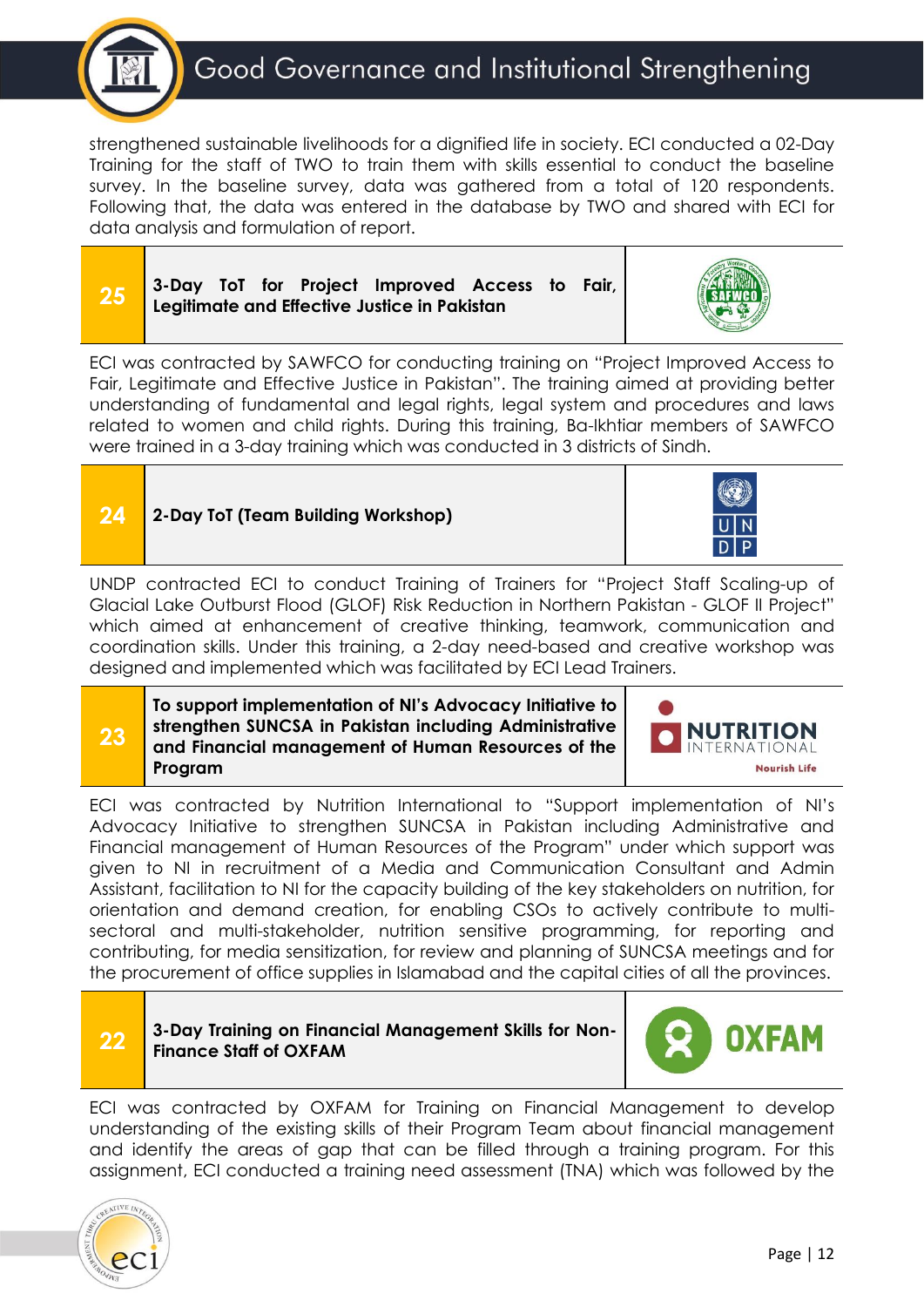strengthened sustainable livelihoods for a dignified life in society. ECI conducted a 02-Day Training for the staff of TWO to train them with skills essential to conduct the baseline survey. In the baseline survey, data was gathered from a total of 120 respondents. Following that, the data was entered in the database by TWO and shared with ECI for data analysis and formulation of report.

| 25 | **3-Day ToT for Project Improved Access to Fair, Legitimate and Effective Justice in Pakistan** |
|---|---|

ECI was contracted by SAWFCO for conducting training on "Project Improved Access to Fair, Legitimate and Effective Justice in Pakistan". The training aimed at providing better understanding of fundamental and legal rights, legal system and procedures and laws related to women and child rights. During this training, Ba-Ikhtiar members of SAWFCO were trained in a 3-day training which was conducted in 3 districts of Sindh.

| 24 | **2-Day ToT (Team Building Workshop)** |
|---|---|

UNDP contracted ECI to conduct Training of Trainers for "Project Staff Scaling-up of Glacial Lake Outburst Flood (GLOF) Risk Reduction in Northern Pakistan - GLOF II Project" which aimed at enhancement of creative thinking, teamwork, communication and coordination skills. Under this training, a 2-day need-based and creative workshop was designed and implemented which was facilitated by ECI Lead Trainers.

| 23 | **To support implementation of NI's Advocacy Initiative to strengthen SUNCSA in Pakistan including Administrative and Financial management of Human Resources of the Program** |
|---|---|

ECI was contracted by Nutrition International to "Support implementation of NI's Advocacy Initiative to strengthen SUNCSA in Pakistan including Administrative and Financial management of Human Resources of the Program" under which support was given to NI in recruitment of a Media and Communication Consultant and Admin Assistant, facilitation to NI for the capacity building of the key stakeholders on nutrition, for orientation and demand creation, for enabling CSOs to actively contribute to multi-sectoral and multi-stakeholder, nutrition sensitive programming, for reporting and contributing, for media sensitization, for review and planning of SUNCSA meetings and for the procurement of office supplies in Islamabad and the capital cities of all the provinces.

| 22 | **3-Day Training on Financial Management Skills for Non-Finance Staff of OXFAM** |
|---|---|

ECI was contracted by OXFAM for Training on Financial Management to develop understanding of the existing skills of their Program Team about financial management and identify the areas of gap that can be filled through a training program. For this assignment, ECI conducted a training need assessment (TNA) which was followed by the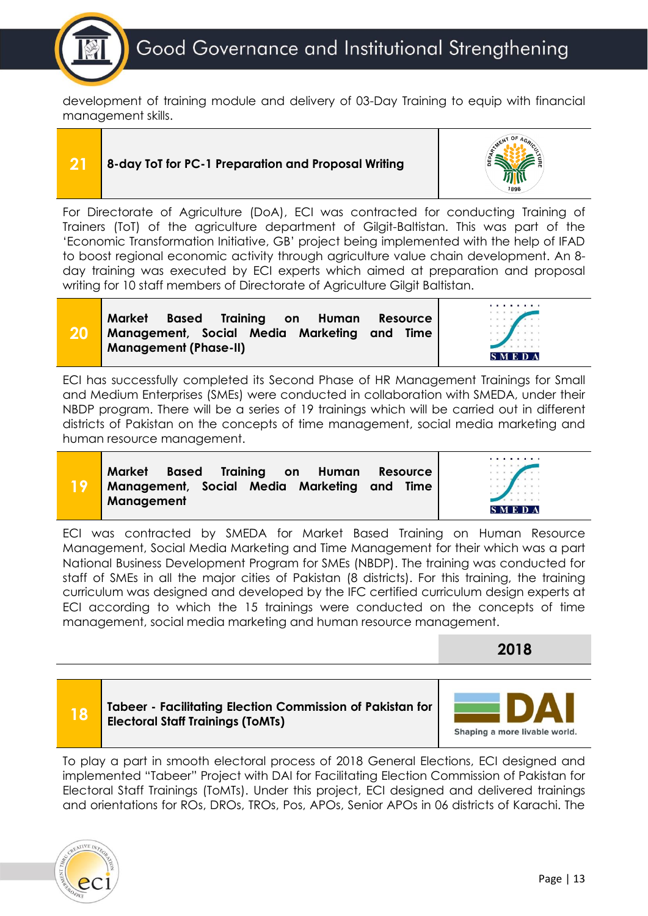development of training module and delivery of 03-Day Training to equip with financial management skills.

| 21 | 8-day ToT for PC-1 Preparation and Proposal Writing |
|---|---|

For Directorate of Agriculture (DoA), ECI was contracted for conducting Training of Trainers (ToT) of the agriculture department of Gilgit-Baltistan. This was part of the 'Economic Transformation Initiative, GB' project being implemented with the help of IFAD to boost regional economic activity through agriculture value chain development. An 8-day training was executed by ECI experts which aimed at preparation and proposal writing for 10 staff members of Directorate of Agriculture Gilgit Baltistan.

| 20 | Market Based Training on Human Resource Management, Social Media Marketing and Time Management (Phase-II) |
|---|---|

ECI has successfully completed its Second Phase of HR Management Trainings for Small and Medium Enterprises (SMEs) were conducted in collaboration with SMEDA, under their NBDP program. There will be a series of 19 trainings which will be carried out in different districts of Pakistan on the concepts of time management, social media marketing and human resource management.

| 19 | Market Based Training on Human Resource Management, Social Media Marketing and Time Management |
|---|---|

ECI was contracted by SMEDA for Market Based Training on Human Resource Management, Social Media Marketing and Time Management for their which was a part National Business Development Program for SMEs (NBDP). The training was conducted for staff of SMEs in all the major cities of Pakistan (8 districts). For this training, the training curriculum was designed and developed by the IFC certified curriculum design experts at ECI according to which the 15 trainings were conducted on the concepts of time management, social media marketing and human resource management.

## 2018

| 18 | Tabeer - Facilitating Election Commission of Pakistan for Electoral Staff Trainings (ToMTs) |
|---|---|

To play a part in smooth electoral process of 2018 General Elections, ECI designed and implemented "Tabeer" Project with DAI for Facilitating Election Commission of Pakistan for Electoral Staff Trainings (ToMTs). Under this project, ECI designed and delivered trainings and orientations for ROs, DROs, TROs, Pos, APOs, Senior APOs in 06 districts of Karachi. The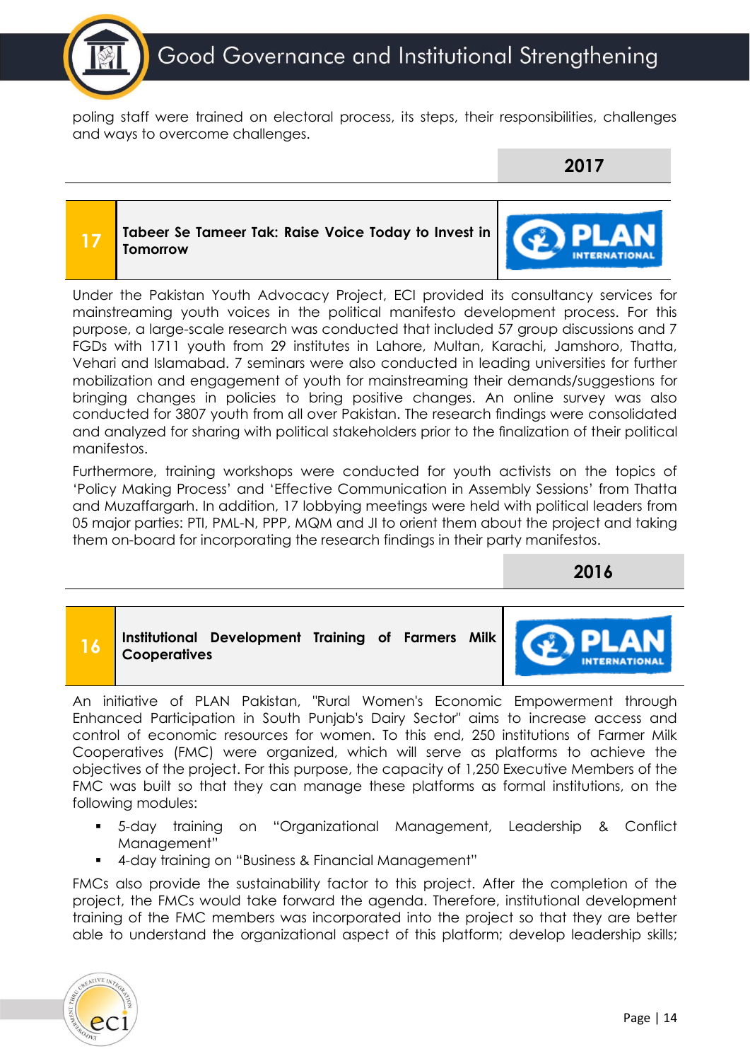poling staff were trained on electoral process, its steps, their responsibilities, challenges and ways to overcome challenges.

## 2017

| 17 | Tabeer Se Tameer Tak: Raise Voice Today to Invest in Tomorrow | PLAN INTERNATIONAL |
|---|---|---|

Under the Pakistan Youth Advocacy Project, ECI provided its consultancy services for mainstreaming youth voices in the political manifesto development process. For this purpose, a large-scale research was conducted that included 57 group discussions and 7 FGDs with 1711 youth from 29 institutes in Lahore, Multan, Karachi, Jamshoro, Thatta, Vehari and Islamabad. 7 seminars were also conducted in leading universities for further mobilization and engagement of youth for mainstreaming their demands/suggestions for bringing changes in policies to bring positive changes. An online survey was also conducted for 3807 youth from all over Pakistan. The research findings were consolidated and analyzed for sharing with political stakeholders prior to the finalization of their political manifestos.

Furthermore, training workshops were conducted for youth activists on the topics of 'Policy Making Process' and 'Effective Communication in Assembly Sessions' from Thatta and Muzaffargarh. In addition, 17 lobbying meetings were held with political leaders from 05 major parties: PTI, PML-N, PPP, MQM and JI to orient them about the project and taking them on-board for incorporating the research findings in their party manifestos.

## 2016

| 16 | Institutional Development Training of Farmers Milk Cooperatives | PLAN INTERNATIONAL |
|---|---|---|

An initiative of PLAN Pakistan, "Rural Women's Economic Empowerment through Enhanced Participation in South Punjab's Dairy Sector" aims to increase access and control of economic resources for women. To this end, 250 institutions of Farmer Milk Cooperatives (FMC) were organized, which will serve as platforms to achieve the objectives of the project. For this purpose, the capacity of 1,250 Executive Members of the FMC was built so that they can manage these platforms as formal institutions, on the following modules:

- 5-day training on "Organizational Management, Leadership & Conflict Management"
- 4-day training on "Business & Financial Management"

FMCs also provide the sustainability factor to this project. After the completion of the project, the FMCs would take forward the agenda. Therefore, institutional development training of the FMC members was incorporated into the project so that they are better able to understand the organizational aspect of this platform; develop leadership skills;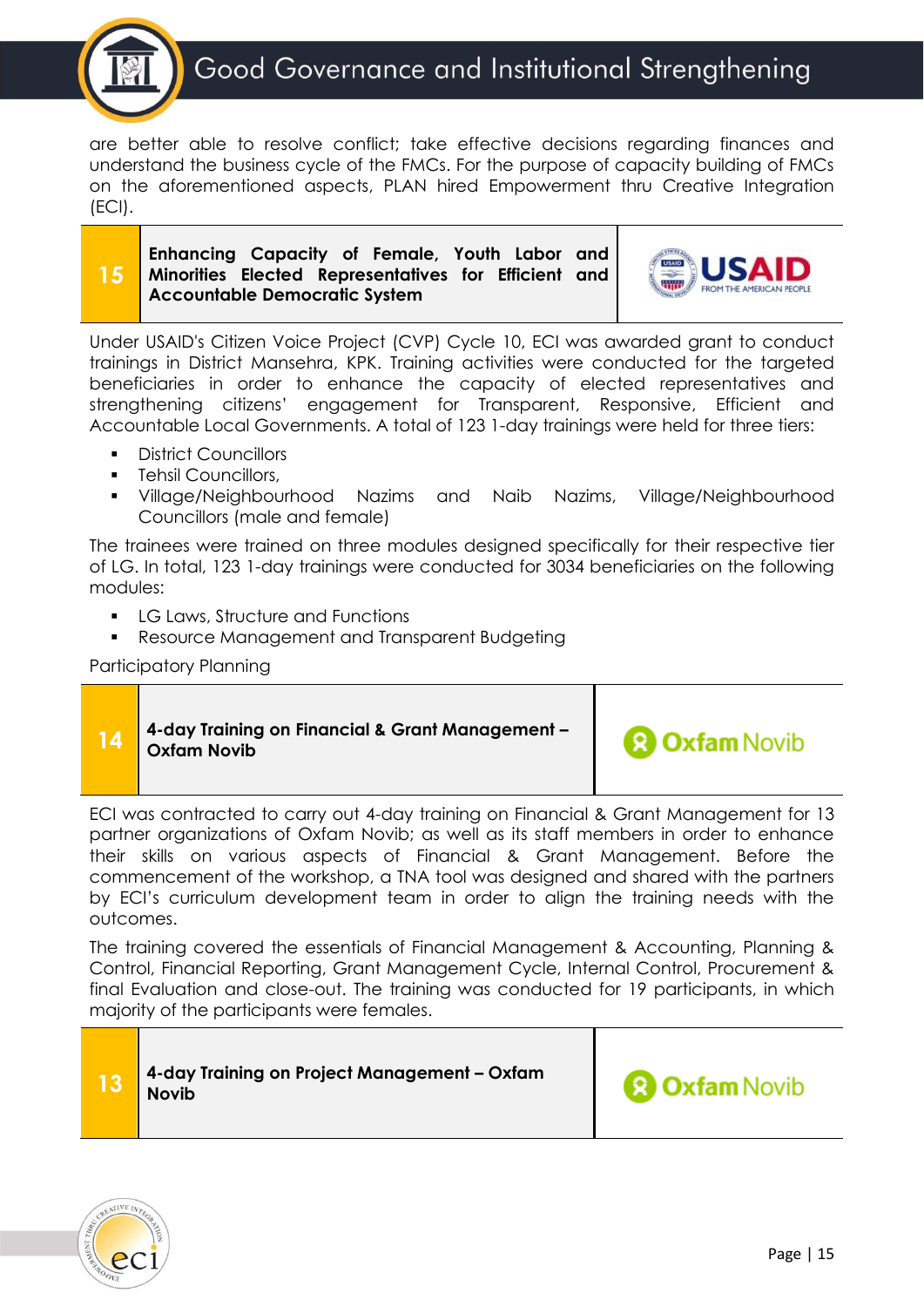are better able to resolve conflict; take effective decisions regarding finances and understand the business cycle of the FMCs. For the purpose of capacity building of FMCs on the aforementioned aspects, PLAN hired Empowerment thru Creative Integration (ECI).

## 15 Enhancing Capacity of Female, Youth Labor and Minorities Elected Representatives for Efficient and Accountable Democratic System

Under USAID's Citizen Voice Project (CVP) Cycle 10, ECI was awarded grant to conduct trainings in District Mansehra, KPK. Training activities were conducted for the targeted beneficiaries in order to enhance the capacity of elected representatives and strengthening citizens' engagement for Transparent, Responsive, Efficient and Accountable Local Governments. A total of 123 1-day trainings were held for three tiers:

- District Councillors
- Tehsil Councillors,
- Village/Neighbourhood Nazims and Naib Nazims, Village/Neighbourhood Councillors (male and female)

The trainees were trained on three modules designed specifically for their respective tier of LG. In total, 123 1-day trainings were conducted for 3034 beneficiaries on the following modules:

- LG Laws, Structure and Functions
- Resource Management and Transparent Budgeting

Participatory Planning

## 14 4-day Training on Financial & Grant Management – Oxfam Novib

ECI was contracted to carry out 4-day training on Financial & Grant Management for 13 partner organizations of Oxfam Novib; as well as its staff members in order to enhance their skills on various aspects of Financial & Grant Management. Before the commencement of the workshop, a TNA tool was designed and shared with the partners by ECI's curriculum development team in order to align the training needs with the outcomes.

The training covered the essentials of Financial Management & Accounting, Planning & Control, Financial Reporting, Grant Management Cycle, Internal Control, Procurement & final Evaluation and close-out. The training was conducted for 19 participants, in which majority of the participants were females.

## 13 4-day Training on Project Management – Oxfam Novib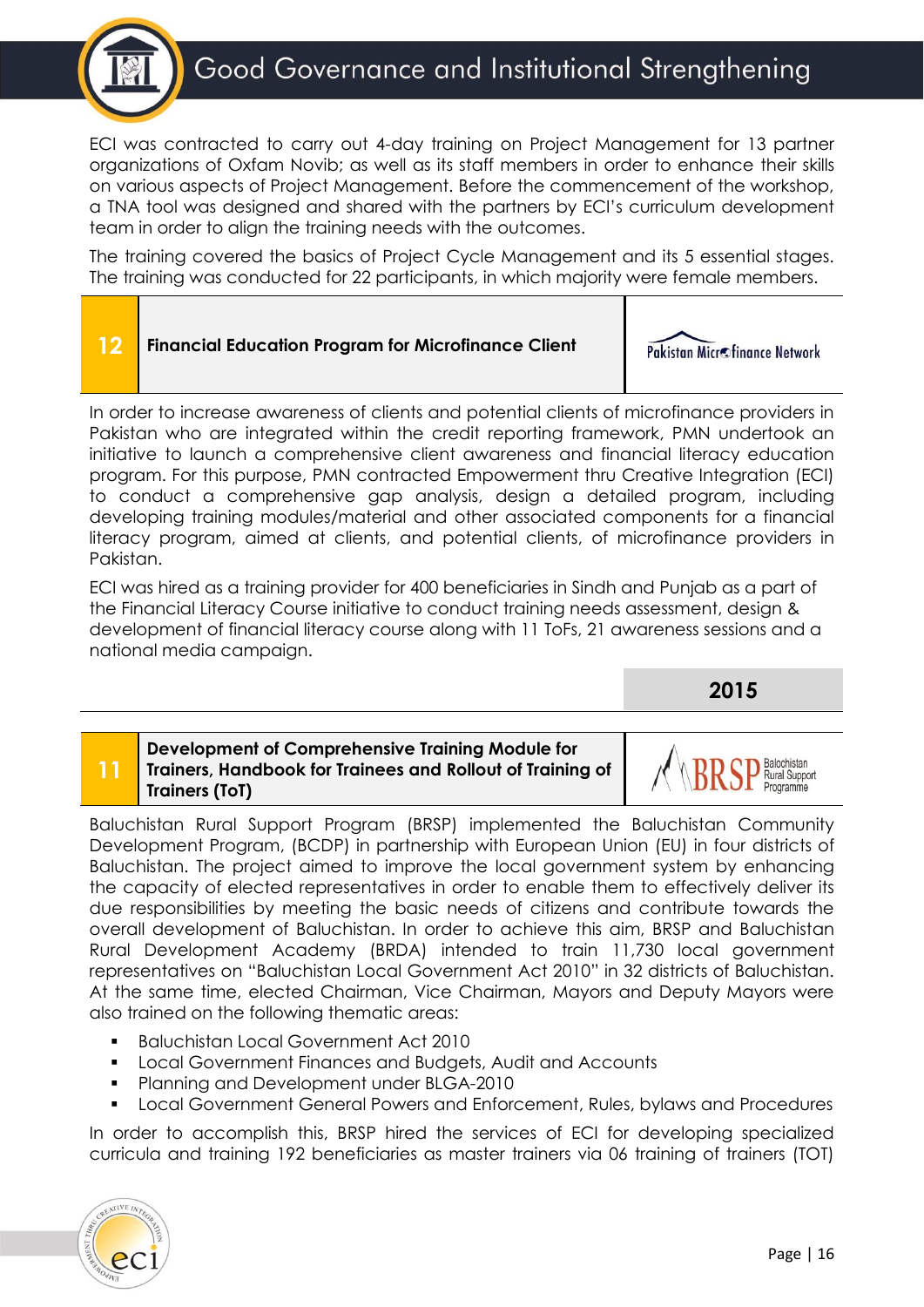ECI was contracted to carry out 4-day training on Project Management for 13 partner organizations of Oxfam Novib; as well as its staff members in order to enhance their skills on various aspects of Project Management. Before the commencement of the workshop, a TNA tool was designed and shared with the partners by ECI's curriculum development team in order to align the training needs with the outcomes.

The training covered the basics of Project Cycle Management and its 5 essential stages. The training was conducted for 22 participants, in which majority were female members.

| 12 | **Financial Education Program for Microfinance Client** | Pakistan Microfinance Network |
|---|---|---|

In order to increase awareness of clients and potential clients of microfinance providers in Pakistan who are integrated within the credit reporting framework, PMN undertook an initiative to launch a comprehensive client awareness and financial literacy education program. For this purpose, PMN contracted Empowerment thru Creative Integration (ECI) to conduct a comprehensive gap analysis, design a detailed program, including developing training modules/material and other associated components for a financial literacy program, aimed at clients, and potential clients, of microfinance providers in Pakistan.

ECI was hired as a training provider for 400 beneficiaries in Sindh and Punjab as a part of the Financial Literacy Course initiative to conduct training needs assessment, design & development of financial literacy course along with 11 ToFs, 21 awareness sessions and a national media campaign.

## 2015

| 11 | **Development of Comprehensive Training Module for Trainers, Handbook for Trainees and Rollout of Training of Trainers (ToT)** | BRSP Balochistan Rural Support Programme |
|---|---|---|

Baluchistan Rural Support Program (BRSP) implemented the Baluchistan Community Development Program, (BCDP) in partnership with European Union (EU) in four districts of Baluchistan. The project aimed to improve the local government system by enhancing the capacity of elected representatives in order to enable them to effectively deliver its due responsibilities by meeting the basic needs of citizens and contribute towards the overall development of Baluchistan. In order to achieve this aim, BRSP and Baluchistan Rural Development Academy (BRDA) intended to train 11,730 local government representatives on "Baluchistan Local Government Act 2010" in 32 districts of Baluchistan. At the same time, elected Chairman, Vice Chairman, Mayors and Deputy Mayors were also trained on the following thematic areas:

- Baluchistan Local Government Act 2010
- Local Government Finances and Budgets, Audit and Accounts
- Planning and Development under BLGA-2010
- Local Government General Powers and Enforcement, Rules, bylaws and Procedures

In order to accomplish this, BRSP hired the services of ECI for developing specialized curricula and training 192 beneficiaries as master trainers via 06 training of trainers (TOT)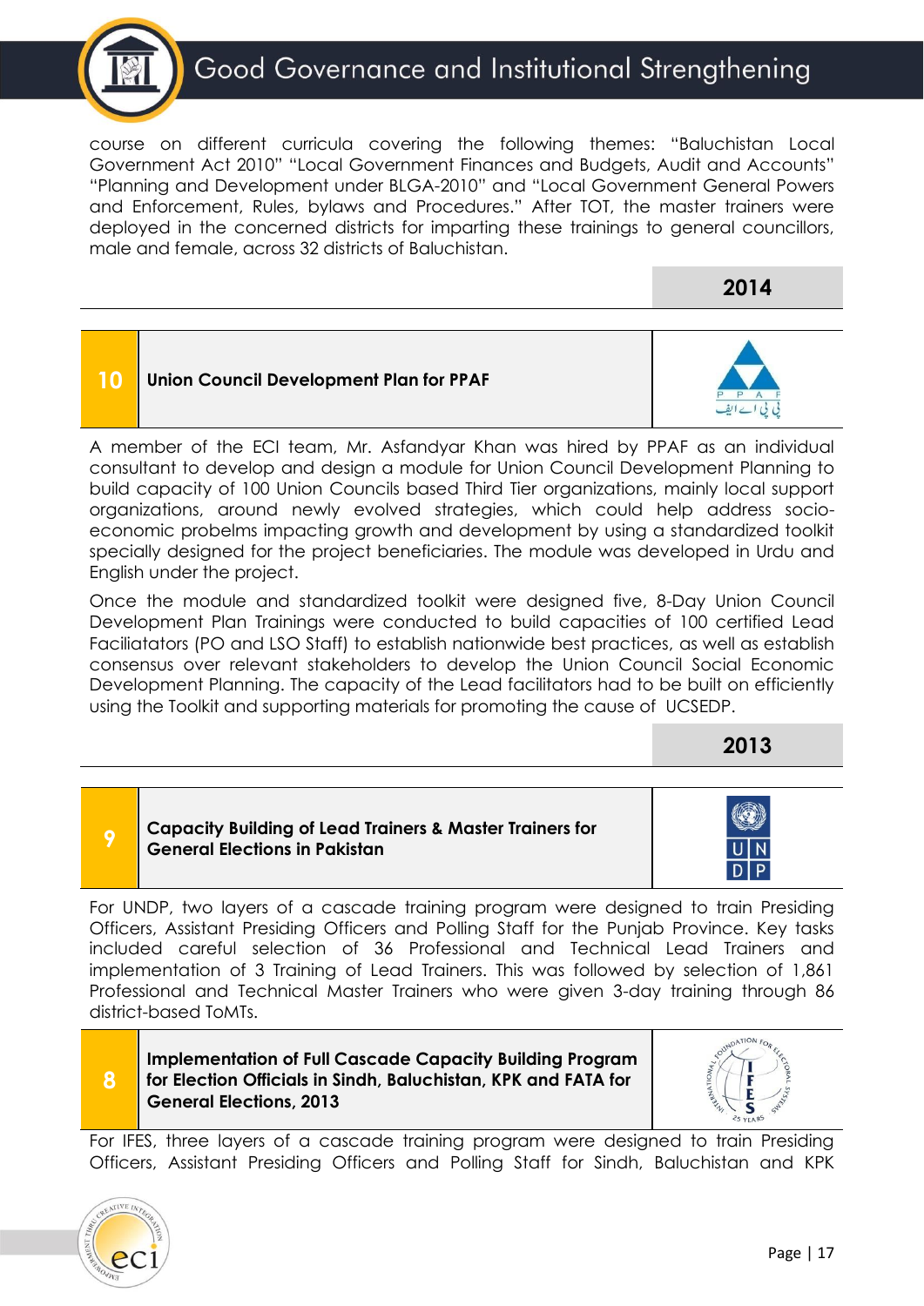course on different curricula covering the following themes: "Baluchistan Local Government Act 2010" "Local Government Finances and Budgets, Audit and Accounts" "Planning and Development under BLGA-2010" and "Local Government General Powers and Enforcement, Rules, bylaws and Procedures." After TOT, the master trainers were deployed in the concerned districts for imparting these trainings to general councillors, male and female, across 32 districts of Baluchistan.

## 2014

| 10 | **Union Council Development Plan for PPAF** | P P A F پی پی اے ایف |
|---|---|---|

A member of the ECI team, Mr. Asfandyar Khan was hired by PPAF as an individual consultant to develop and design a module for Union Council Development Planning to build capacity of 100 Union Councils based Third Tier organizations, mainly local support organizations, around newly evolved strategies, which could help address socio-economic probelms impacting growth and development by using a standardized toolkit specially designed for the project beneficiaries. The module was developed in Urdu and English under the project.

Once the module and standardized toolkit were designed five, 8-Day Union Council Development Plan Trainings were conducted to build capacities of 100 certified Lead Faciliatators (PO and LSO Staff) to establish nationwide best practices, as well as establish consensus over relevant stakeholders to develop the Union Council Social Economic Development Planning. The capacity of the Lead facilitators had to be built on efficiently using the Toolkit and supporting materials for promoting the cause of UCSEDP.

## 2013

| 9 | **Capacity Building of Lead Trainers & Master Trainers for General Elections in Pakistan** | UNDP |
|---|---|---|

For UNDP, two layers of a cascade training program were designed to train Presiding Officers, Assistant Presiding Officers and Polling Staff for the Punjab Province. Key tasks included careful selection of 36 Professional and Technical Lead Trainers and implementation of 3 Training of Lead Trainers. This was followed by selection of 1,861 Professional and Technical Master Trainers who were given 3-day training through 86 district-based ToMTs.

| 8 | **Implementation of Full Cascade Capacity Building Program for Election Officials in Sindh, Baluchistan, KPK and FATA for General Elections, 2013** | IFES – International Foundation for Electoral Systems, 25 Years |
|---|---|---|

For IFES, three layers of a cascade training program were designed to train Presiding Officers, Assistant Presiding Officers and Polling Staff for Sindh, Baluchistan and KPK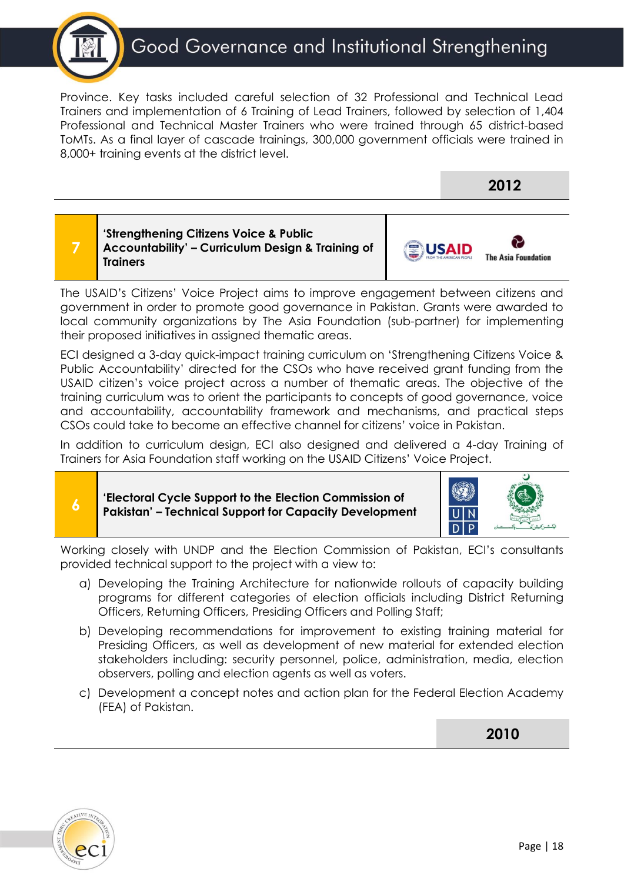Province. Key tasks included careful selection of 32 Professional and Technical Lead Trainers and implementation of 6 Training of Lead Trainers, followed by selection of 1,404 Professional and Technical Master Trainers who were trained through 65 district-based ToMTs. As a final layer of cascade trainings, 300,000 government officials were trained in 8,000+ training events at the district level.

**2012**

| 7 | **'Strengthening Citizens Voice & Public Accountability' – Curriculum Design & Training of Trainers** | USAID / The Asia Foundation |
|---|---|---|

The USAID's Citizens' Voice Project aims to improve engagement between citizens and government in order to promote good governance in Pakistan. Grants were awarded to local community organizations by The Asia Foundation (sub-partner) for implementing their proposed initiatives in assigned thematic areas.

ECI designed a 3-day quick-impact training curriculum on 'Strengthening Citizens Voice & Public Accountability' directed for the CSOs who have received grant funding from the USAID citizen's voice project across a number of thematic areas. The objective of the training curriculum was to orient the participants to concepts of good governance, voice and accountability, accountability framework and mechanisms, and practical steps CSOs could take to become an effective channel for citizens' voice in Pakistan.

In addition to curriculum design, ECI also designed and delivered a 4-day Training of Trainers for Asia Foundation staff working on the USAID Citizens' Voice Project.

| 6 | **'Electoral Cycle Support to the Election Commission of Pakistan' – Technical Support for Capacity Development** | UNDP / Election Commission of Pakistan |
|---|---|---|

Working closely with UNDP and the Election Commission of Pakistan, ECI's consultants provided technical support to the project with a view to:

a) Developing the Training Architecture for nationwide rollouts of capacity building programs for different categories of election officials including District Returning Officers, Returning Officers, Presiding Officers and Polling Staff;

b) Developing recommendations for improvement to existing training material for Presiding Officers, as well as development of new material for extended election stakeholders including: security personnel, police, administration, media, election observers, polling and election agents as well as voters.

c) Development a concept notes and action plan for the Federal Election Academy (FEA) of Pakistan.

**2010**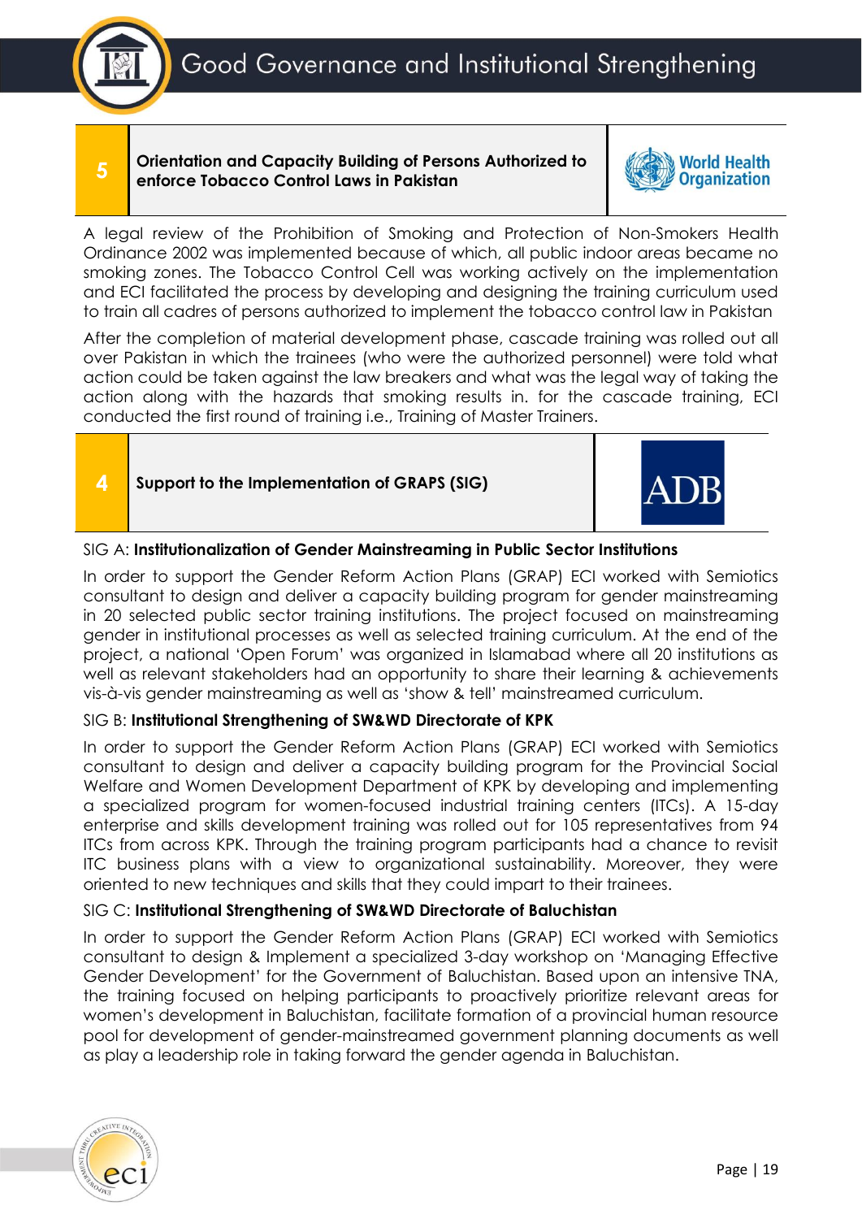## 5 Orientation and Capacity Building of Persons Authorized to enforce Tobacco Control Laws in Pakistan

World Health Organization

A legal review of the Prohibition of Smoking and Protection of Non-Smokers Health Ordinance 2002 was implemented because of which, all public indoor areas became no smoking zones. The Tobacco Control Cell was working actively on the implementation and ECI facilitated the process by developing and designing the training curriculum used to train all cadres of persons authorized to implement the tobacco control law in Pakistan

After the completion of material development phase, cascade training was rolled out all over Pakistan in which the trainees (who were the authorized personnel) were told what action could be taken against the law breakers and what was the legal way of taking the action along with the hazards that smoking results in. for the cascade training, ECI conducted the first round of training i.e., Training of Master Trainers.

## 4 Support to the Implementation of GRAPS (SIG)

ADB

SIG A: **Institutionalization of Gender Mainstreaming in Public Sector Institutions**

In order to support the Gender Reform Action Plans (GRAP) ECI worked with Semiotics consultant to design and deliver a capacity building program for gender mainstreaming in 20 selected public sector training institutions. The project focused on mainstreaming gender in institutional processes as well as selected training curriculum. At the end of the project, a national 'Open Forum' was organized in Islamabad where all 20 institutions as well as relevant stakeholders had an opportunity to share their learning & achievements vis-à-vis gender mainstreaming as well as 'show & tell' mainstreamed curriculum.

SIG B: **Institutional Strengthening of SW&WD Directorate of KPK**

In order to support the Gender Reform Action Plans (GRAP) ECI worked with Semiotics consultant to design and deliver a capacity building program for the Provincial Social Welfare and Women Development Department of KPK by developing and implementing a specialized program for women-focused industrial training centers (ITCs). A 15-day enterprise and skills development training was rolled out for 105 representatives from 94 ITCs from across KPK. Through the training program participants had a chance to revisit ITC business plans with a view to organizational sustainability. Moreover, they were oriented to new techniques and skills that they could impart to their trainees.

SIG C: **Institutional Strengthening of SW&WD Directorate of Baluchistan**

In order to support the Gender Reform Action Plans (GRAP) ECI worked with Semiotics consultant to design & Implement a specialized 3-day workshop on 'Managing Effective Gender Development' for the Government of Baluchistan. Based upon an intensive TNA, the training focused on helping participants to proactively prioritize relevant areas for women's development in Baluchistan, facilitate formation of a provincial human resource pool for development of gender-mainstreamed government planning documents as well as play a leadership role in taking forward the gender agenda in Baluchistan.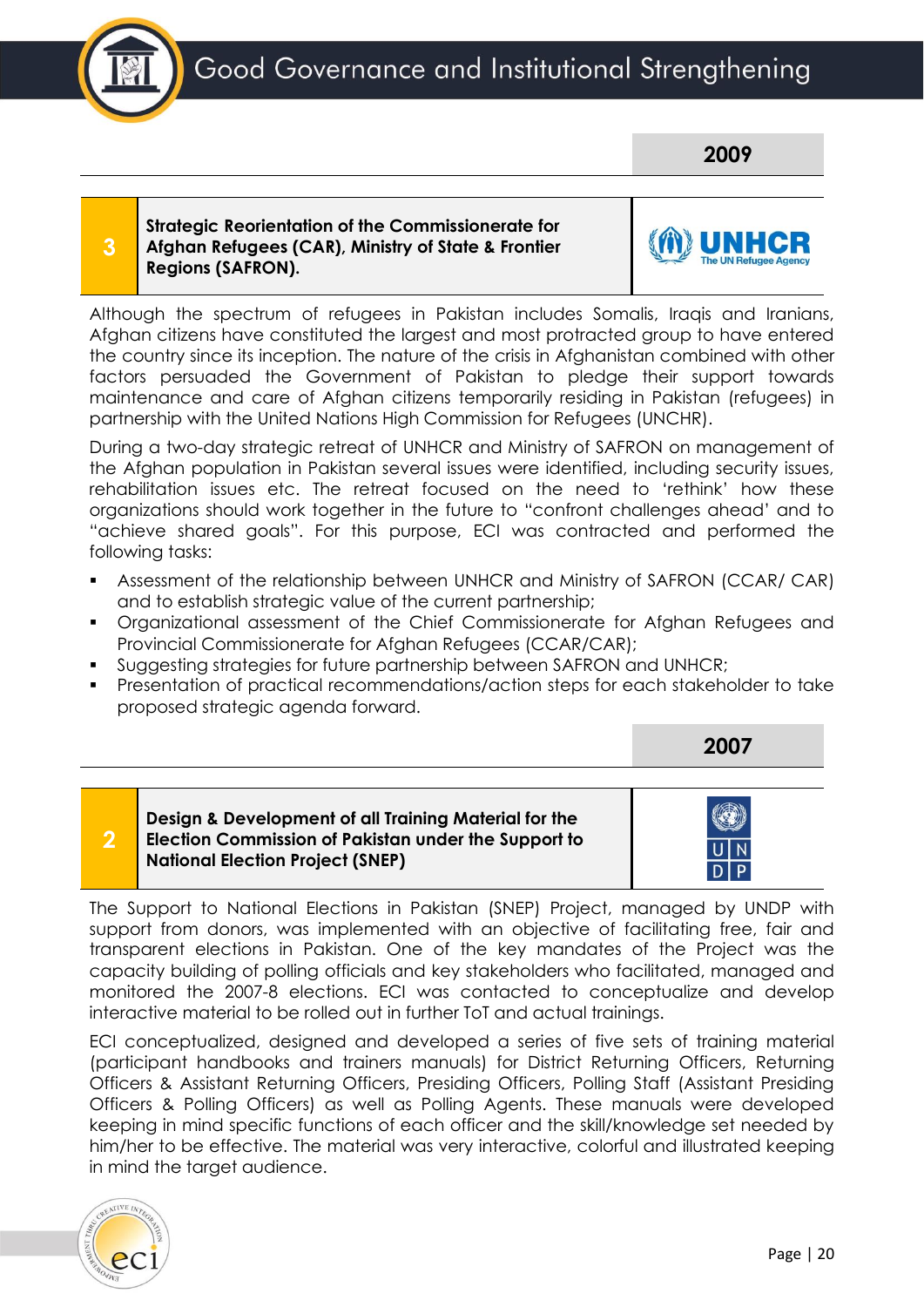## 2009

| 3 | Strategic Reorientation of the Commissionerate for Afghan Refugees (CAR), Ministry of State & Frontier Regions (SAFRON). | UNHCR The UN Refugee Agency |
|---|---|---|

Although the spectrum of refugees in Pakistan includes Somalis, Iraqis and Iranians, Afghan citizens have constituted the largest and most protracted group to have entered the country since its inception. The nature of the crisis in Afghanistan combined with other factors persuaded the Government of Pakistan to pledge their support towards maintenance and care of Afghan citizens temporarily residing in Pakistan (refugees) in partnership with the United Nations High Commission for Refugees (UNCHR).

During a two-day strategic retreat of UNHCR and Ministry of SAFRON on management of the Afghan population in Pakistan several issues were identified, including security issues, rehabilitation issues etc. The retreat focused on the need to 'rethink' how these organizations should work together in the future to "confront challenges ahead' and to "achieve shared goals". For this purpose, ECI was contracted and performed the following tasks:

- Assessment of the relationship between UNHCR and Ministry of SAFRON (CCAR/ CAR) and to establish strategic value of the current partnership;
- Organizational assessment of the Chief Commissionerate for Afghan Refugees and Provincial Commissionerate for Afghan Refugees (CCAR/CAR);
- Suggesting strategies for future partnership between SAFRON and UNHCR;
- Presentation of practical recommendations/action steps for each stakeholder to take proposed strategic agenda forward.

## 2007

| 2 | Design & Development of all Training Material for the Election Commission of Pakistan under the Support to National Election Project (SNEP) | UNDP |
|---|---|---|

The Support to National Elections in Pakistan (SNEP) Project, managed by UNDP with support from donors, was implemented with an objective of facilitating free, fair and transparent elections in Pakistan. One of the key mandates of the Project was the capacity building of polling officials and key stakeholders who facilitated, managed and monitored the 2007-8 elections. ECI was contacted to conceptualize and develop interactive material to be rolled out in further ToT and actual trainings.

ECI conceptualized, designed and developed a series of five sets of training material (participant handbooks and trainers manuals) for District Returning Officers, Returning Officers & Assistant Returning Officers, Presiding Officers, Polling Staff (Assistant Presiding Officers & Polling Officers) as well as Polling Agents. These manuals were developed keeping in mind specific functions of each officer and the skill/knowledge set needed by him/her to be effective. The material was very interactive, colorful and illustrated keeping in mind the target audience.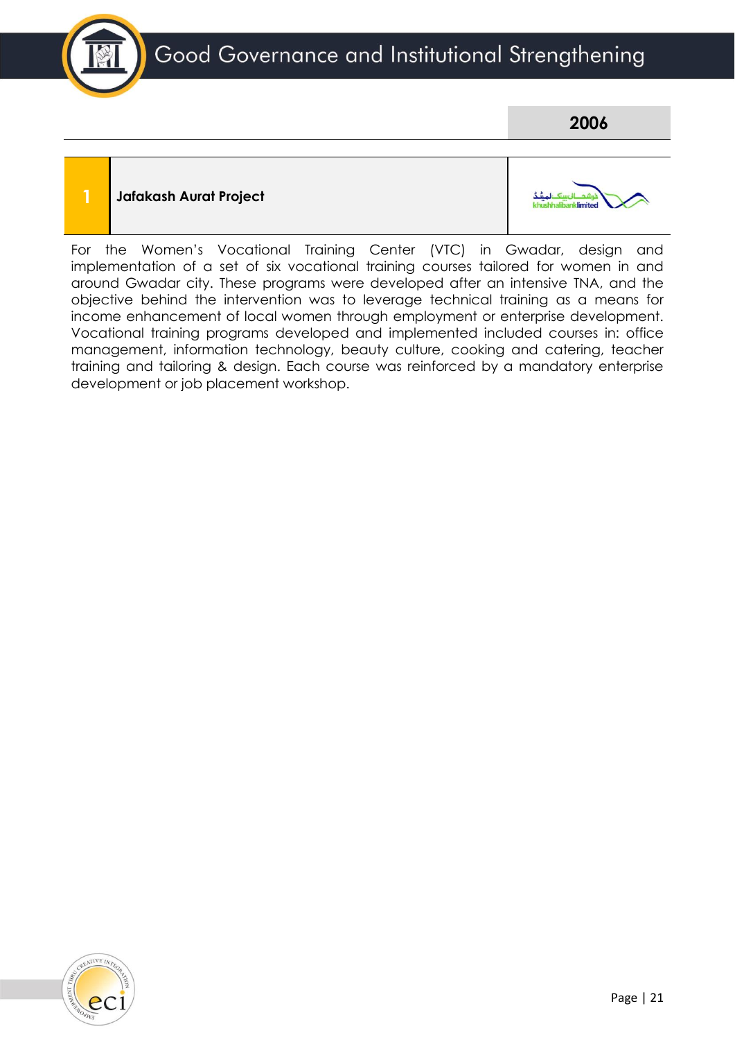## 2006

| | | |
|---|---|---|
| 1 | **Jafakash Aurat Project** | khushhalibanklimited |

For the Women's Vocational Training Center (VTC) in Gwadar, design and implementation of a set of six vocational training courses tailored for women in and around Gwadar city. These programs were developed after an intensive TNA, and the objective behind the intervention was to leverage technical training as a means for income enhancement of local women through employment or enterprise development. Vocational training programs developed and implemented included courses in: office management, information technology, beauty culture, cooking and catering, teacher training and tailoring & design. Each course was reinforced by a mandatory enterprise development or job placement workshop.